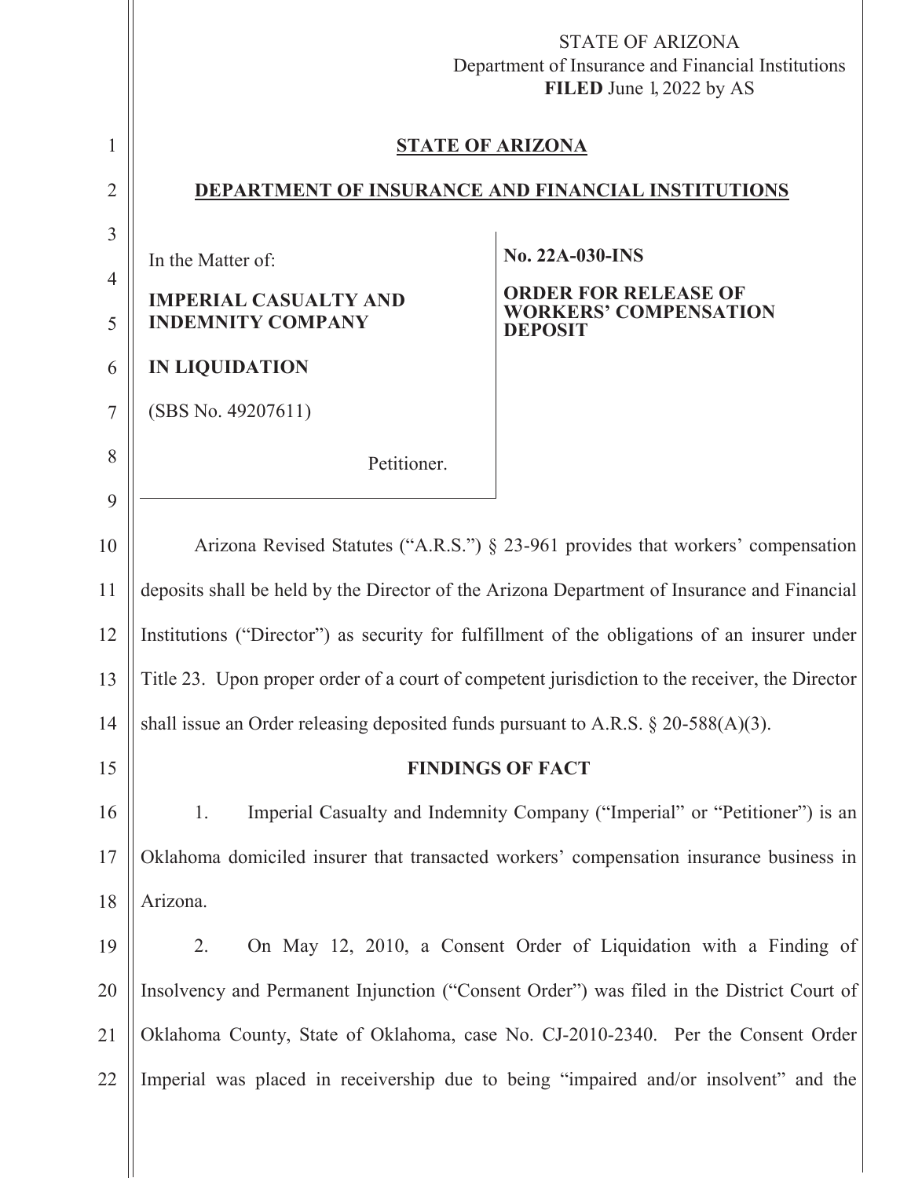STATE OF ARIZONA
Department of Insurance and Financial Institutions
**FILED** June 1, 2022 by AS

**STATE OF ARIZONA**

**DEPARTMENT OF INSURANCE AND FINANCIAL INSTITUTIONS**

| In the Matter of: | **No. 22A-030-INS** |
|---|---|
| **IMPERIAL CASUALTY AND INDEMNITY COMPANY** | **ORDER FOR RELEASE OF WORKERS' COMPENSATION DEPOSIT** |
| **IN LIQUIDATION** | |
| (SBS No. 49207611) | |
| Petitioner. | |

Arizona Revised Statutes ("A.R.S.") § 23-961 provides that workers' compensation deposits shall be held by the Director of the Arizona Department of Insurance and Financial Institutions ("Director") as security for fulfillment of the obligations of an insurer under Title 23. Upon proper order of a court of competent jurisdiction to the receiver, the Director shall issue an Order releasing deposited funds pursuant to A.R.S. § 20-588(A)(3).

**FINDINGS OF FACT**

1. Imperial Casualty and Indemnity Company ("Imperial" or "Petitioner") is an Oklahoma domiciled insurer that transacted workers' compensation insurance business in Arizona.

2. On May 12, 2010, a Consent Order of Liquidation with a Finding of Insolvency and Permanent Injunction ("Consent Order") was filed in the District Court of Oklahoma County, State of Oklahoma, case No. CJ-2010-2340. Per the Consent Order Imperial was placed in receivership due to being "impaired and/or insolvent" and the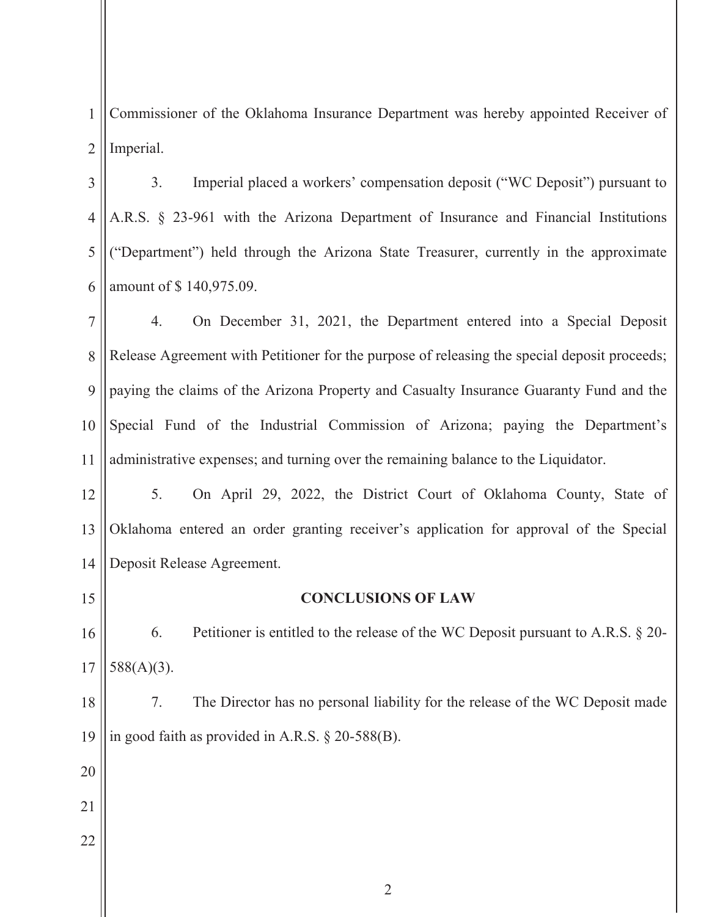Commissioner of the Oklahoma Insurance Department was hereby appointed Receiver of Imperial.

3. Imperial placed a workers' compensation deposit ("WC Deposit") pursuant to A.R.S. § 23-961 with the Arizona Department of Insurance and Financial Institutions ("Department") held through the Arizona State Treasurer, currently in the approximate amount of $ 140,975.09.

4. On December 31, 2021, the Department entered into a Special Deposit Release Agreement with Petitioner for the purpose of releasing the special deposit proceeds; paying the claims of the Arizona Property and Casualty Insurance Guaranty Fund and the Special Fund of the Industrial Commission of Arizona; paying the Department's administrative expenses; and turning over the remaining balance to the Liquidator.

5. On April 29, 2022, the District Court of Oklahoma County, State of Oklahoma entered an order granting receiver's application for approval of the Special Deposit Release Agreement.

**CONCLUSIONS OF LAW**

6. Petitioner is entitled to the release of the WC Deposit pursuant to A.R.S. § 20-588(A)(3).

7. The Director has no personal liability for the release of the WC Deposit made in good faith as provided in A.R.S. § 20-588(B).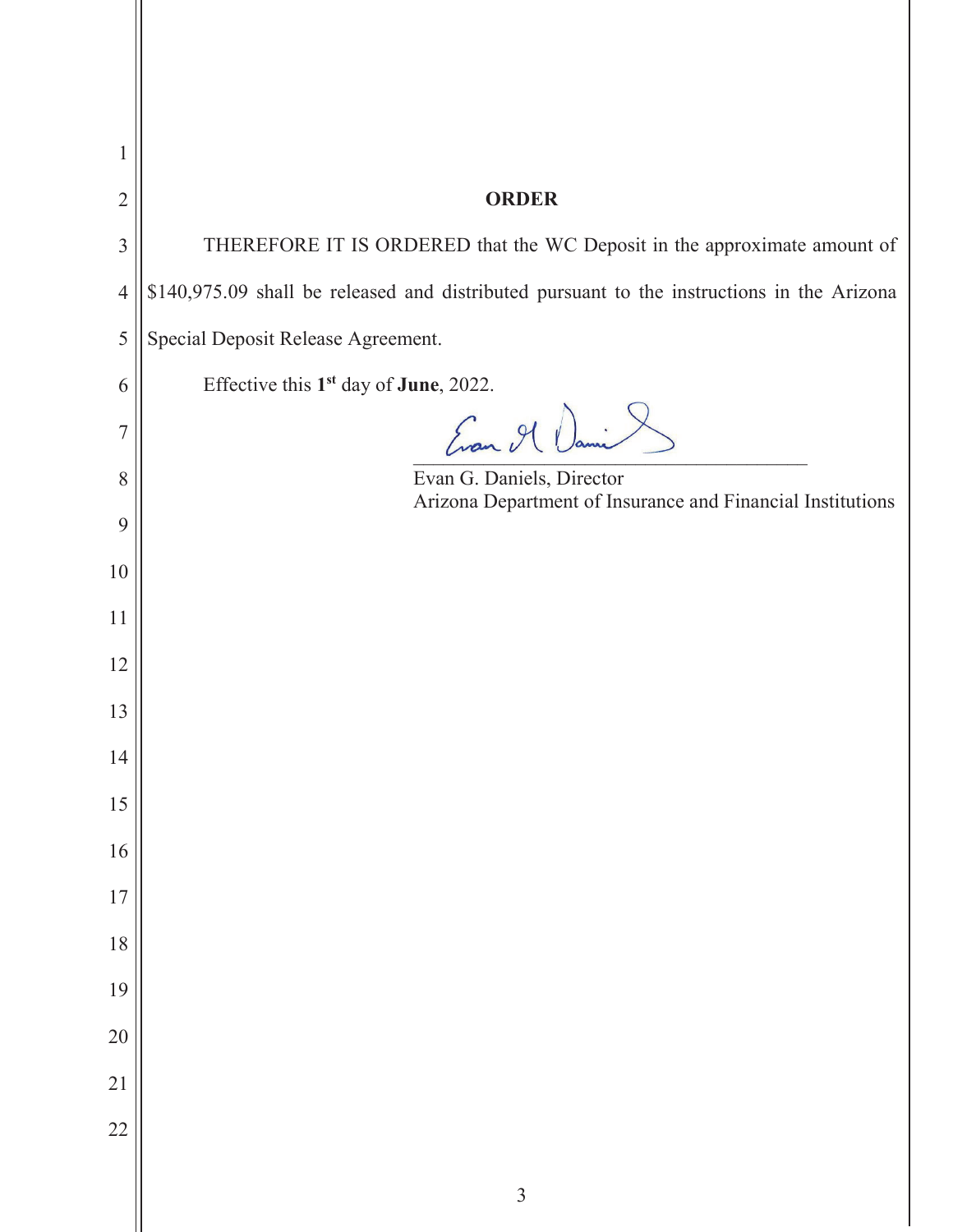## ORDER

THEREFORE IT IS ORDERED that the WC Deposit in the approximate amount of $140,975.09 shall be released and distributed pursuant to the instructions in the Arizona Special Deposit Release Agreement.

Effective this **1st** day of **June**, 2022.

\_\_\_\_\_\_\_\_\_\_\_\_\_\_\_\_\_\_\_\_\_\_\_\_\_\_\_\_\_\_\_\_\_\_\_\_\_\_\_\_

Evan G. Daniels, Director
Arizona Department of Insurance and Financial Institutions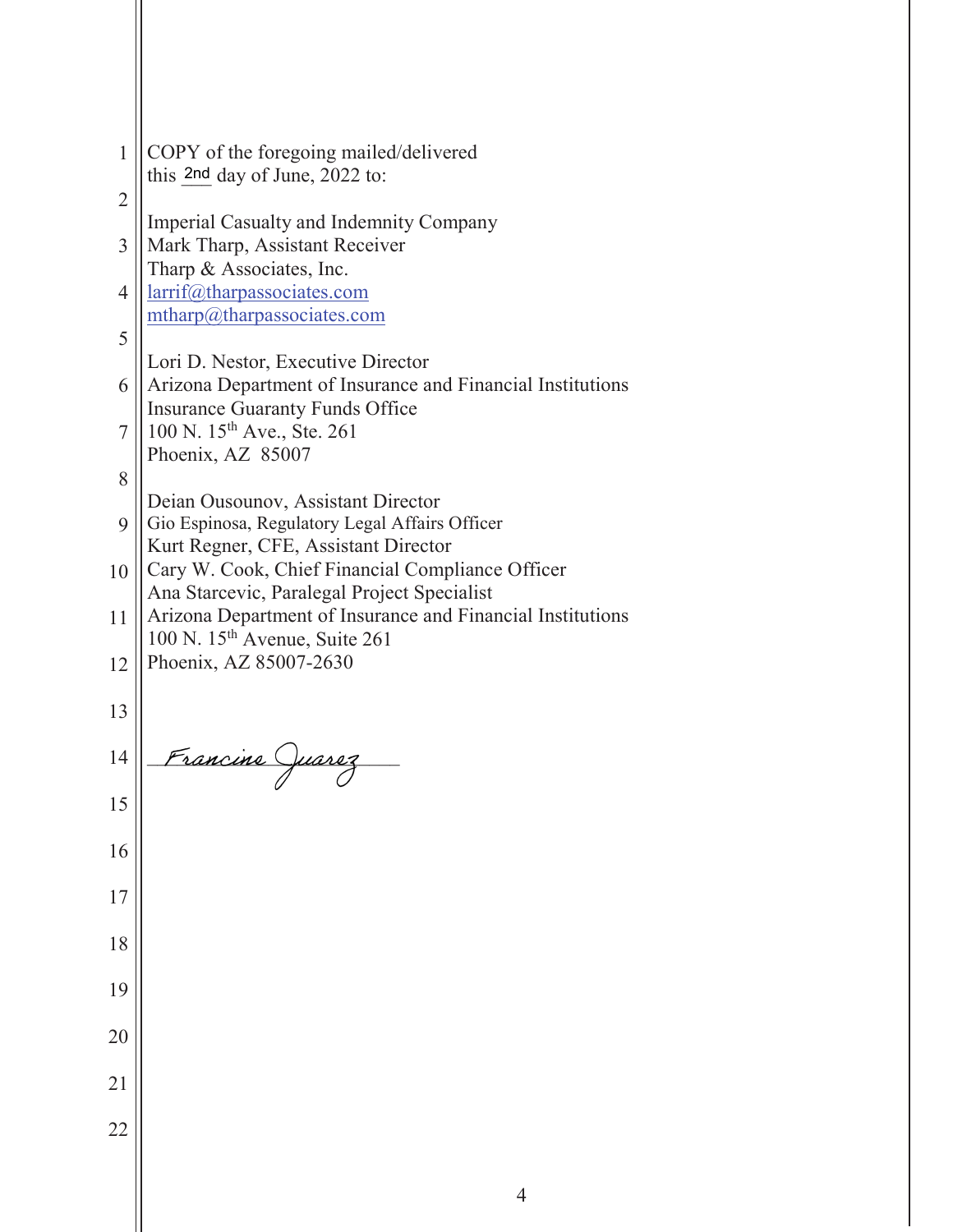COPY of the foregoing mailed/delivered
this 2nd day of June, 2022 to:

Imperial Casualty and Indemnity Company
Mark Tharp, Assistant Receiver
Tharp & Associates, Inc.
larrif@tharpassociates.com
mtharp@tharpassociates.com

Lori D. Nestor, Executive Director
Arizona Department of Insurance and Financial Institutions
Insurance Guaranty Funds Office
100 N. 15th Ave., Ste. 261
Phoenix, AZ 85007

Deian Ousounov, Assistant Director
Gio Espinosa, Regulatory Legal Affairs Officer
Kurt Regner, CFE, Assistant Director
Cary W. Cook, Chief Financial Compliance Officer
Ana Starcevic, Paralegal Project Specialist
Arizona Department of Insurance and Financial Institutions
100 N. 15th Avenue, Suite 261
Phoenix, AZ 85007-2630

Francine Juarez